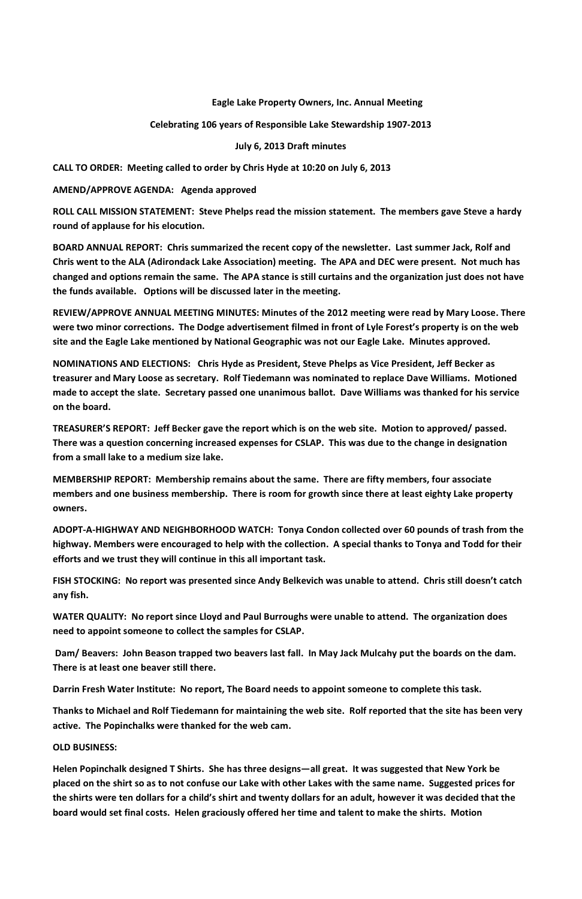**Eagle Lake Property Owners, Inc. Annual Meeting**

**Celebrating 106 years of Responsible Lake Stewardship 1907-2013**

**July 6, 2013 Draft minutes**

**CALL TO ORDER: Meeting called to order by Chris Hyde at 10:20 on July 6, 2013**

**AMEND/APPROVE AGENDA: Agenda approved**

**ROLL CALL MISSION STATEMENT: Steve Phelps read the mission statement. The members gave Steve a hardy round of applause for his elocution.**

**BOARD ANNUAL REPORT: Chris summarized the recent copy of the newsletter. Last summer Jack, Rolf and Chris went to the ALA (Adirondack Lake Association) meeting. The APA and DEC were present. Not much has changed and options remain the same. The APA stance is still curtains and the organization just does not have the funds available. Options will be discussed later in the meeting.**

**REVIEW/APPROVE ANNUAL MEETING MINUTES: Minutes of the 2012 meeting were read by Mary Loose. There were two minor corrections. The Dodge advertisement filmed in front of Lyle Forest's property is on the web site and the Eagle Lake mentioned by National Geographic was not our Eagle Lake. Minutes approved.**

**NOMINATIONS AND ELECTIONS: Chris Hyde as President, Steve Phelps as Vice President, Jeff Becker as treasurer and Mary Loose as secretary. Rolf Tiedemann was nominated to replace Dave Williams. Motioned made to accept the slate. Secretary passed one unanimous ballot. Dave Williams was thanked for his service on the board.**

**TREASURER'S REPORT: Jeff Becker gave the report which is on the web site. Motion to approved/ passed. There was a question concerning increased expenses for CSLAP. This was due to the change in designation from a small lake to a medium size lake.**

**MEMBERSHIP REPORT: Membership remains about the same. There are fifty members, four associate members and one business membership. There is room for growth since there at least eighty Lake property owners.**

**ADOPT-A-HIGHWAY AND NEIGHBORHOOD WATCH: Tonya Condon collected over 60 pounds of trash from the highway. Members were encouraged to help with the collection. A special thanks to Tonya and Todd for their efforts and we trust they will continue in this all important task.**

**FISH STOCKING: No report was presented since Andy Belkevich was unable to attend. Chris still doesn't catch any fish.**

**WATER QUALITY: No report since Lloyd and Paul Burroughs were unable to attend. The organization does need to appoint someone to collect the samples for CSLAP.**

**Dam/ Beavers: John Beason trapped two beavers last fall. In May Jack Mulcahy put the boards on the dam. There is at least one beaver still there.**

**Darrin Fresh Water Institute: No report, The Board needs to appoint someone to complete this task.**

**Thanks to Michael and Rolf Tiedemann for maintaining the web site. Rolf reported that the site has been very active. The Popinchalks were thanked for the web cam.**

**OLD BUSINESS:**

**Helen Popinchalk designed T Shirts. She has three designs—all great. It was suggested that New York be placed on the shirt so as to not confuse our Lake with other Lakes with the same name. Suggested prices for the shirts were ten dollars for a child's shirt and twenty dollars for an adult, however it was decided that the board would set final costs. Helen graciously offered her time and talent to make the shirts. Motion**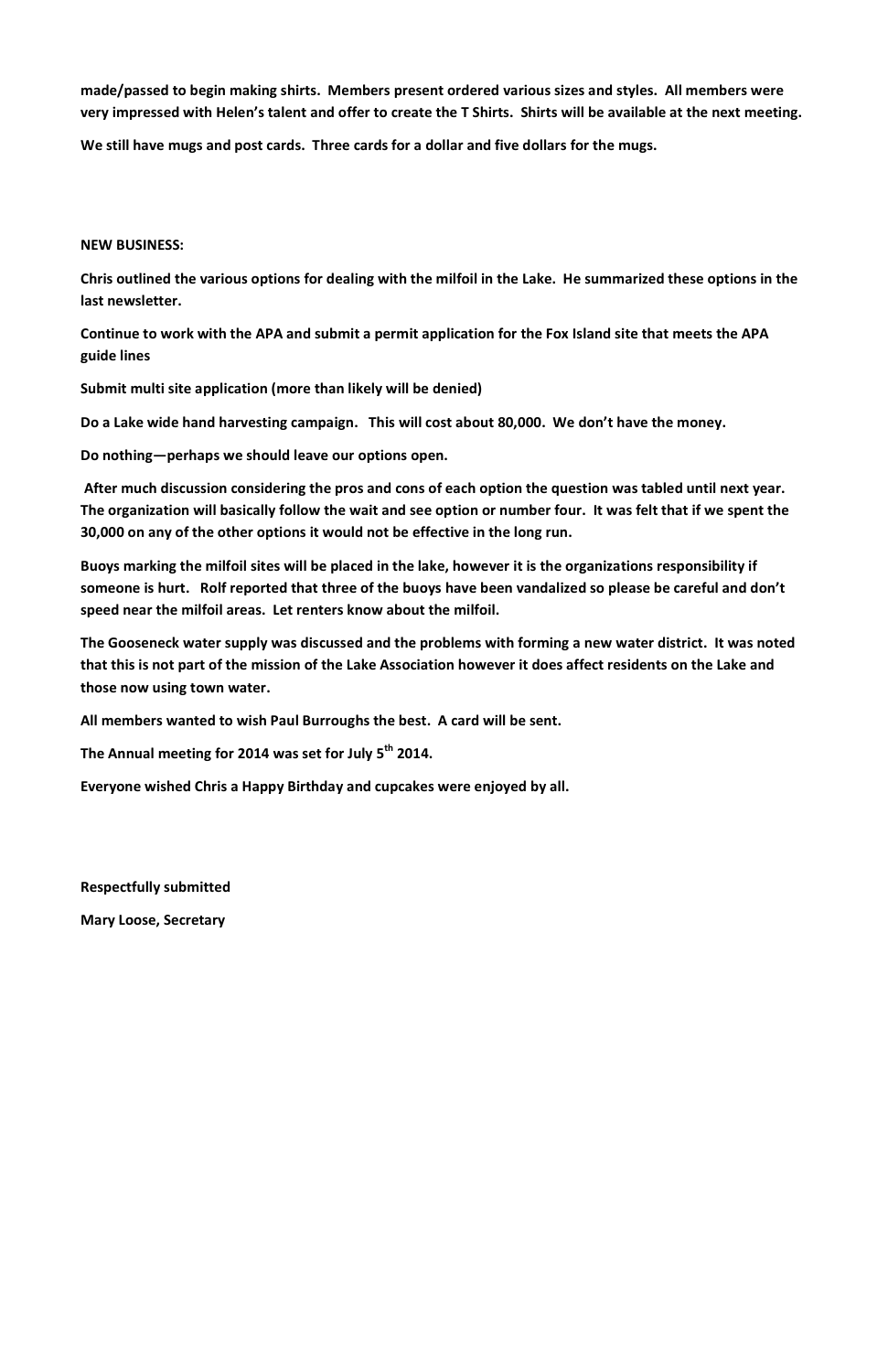**made/passed to begin making shirts. Members present ordered various sizes and styles. All members were very impressed with Helen's talent and offer to create the T Shirts. Shirts will be available at the next meeting.**

**We still have mugs and post cards. Three cards for a dollar and five dollars for the mugs.**

**NEW BUSINESS:**

**Chris outlined the various options for dealing with the milfoil in the Lake. He summarized these options in the last newsletter.**

**Continue to work with the APA and submit a permit application for the Fox Island site that meets the APA guide lines**

**Submit multi site application (more than likely will be denied)**

**Do a Lake wide hand harvesting campaign. This will cost about 80,000. We don't have the money.**

**Do nothing—perhaps we should leave our options open.**

**After much discussion considering the pros and cons of each option the question was tabled until next year. The organization will basically follow the wait and see option or number four. It was felt that if we spent the 30,000 on any of the other options it would not be effective in the long run.**

**Buoys marking the milfoil sites will be placed in the lake, however it is the organizations responsibility if someone is hurt. Rolf reported that three of the buoys have been vandalized so please be careful and don't speed near the milfoil areas. Let renters know about the milfoil.**

**The Gooseneck water supply was discussed and the problems with forming a new water district. It was noted that this is not part of the mission of the Lake Association however it does affect residents on the Lake and those now using town water.**

**All members wanted to wish Paul Burroughs the best. A card will be sent.**

**The Annual meeting for 2014 was set for July 5th 2014.**

**Everyone wished Chris a Happy Birthday and cupcakes were enjoyed by all.**

**Respectfully submitted**

**Mary Loose, Secretary**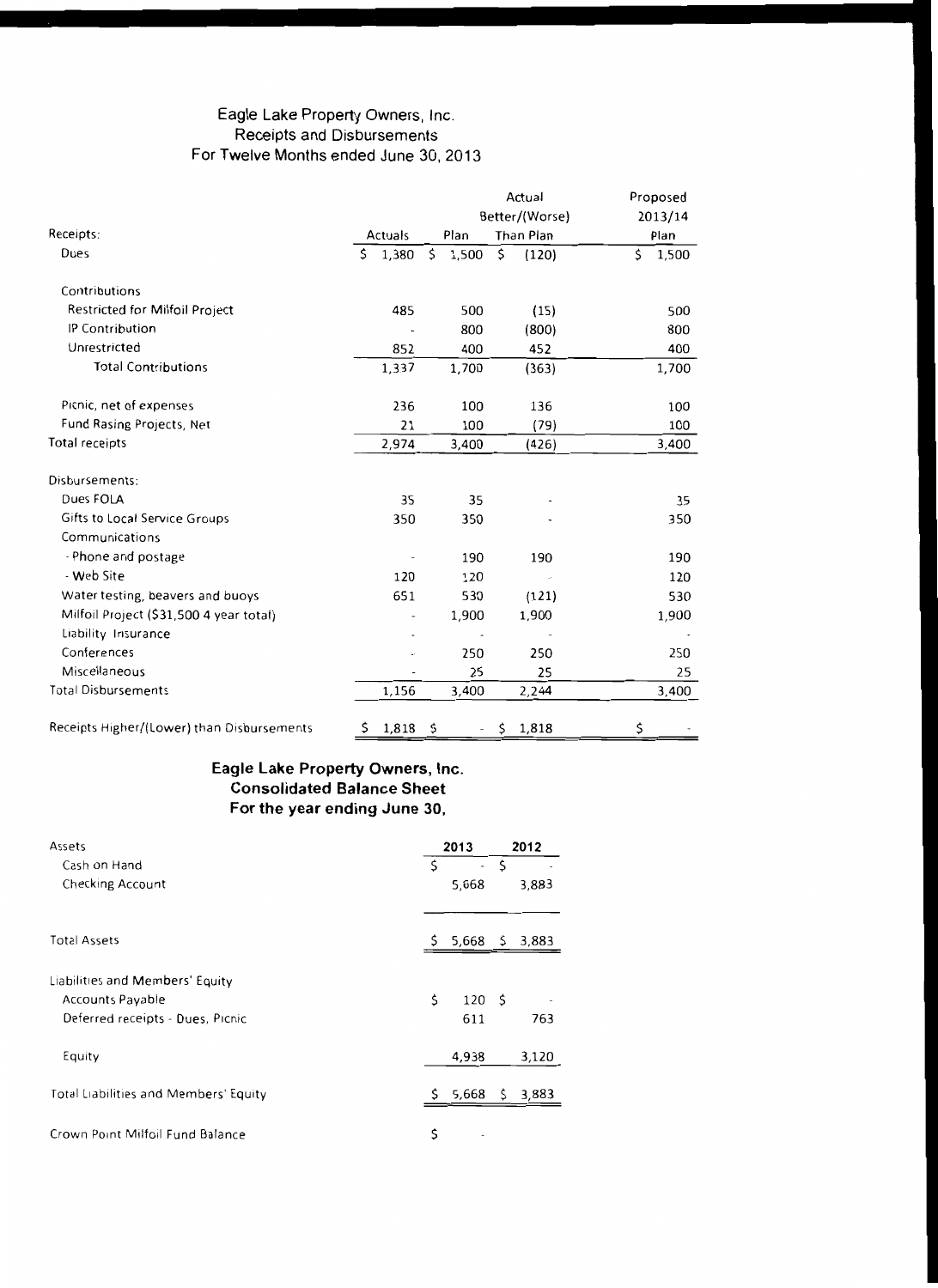# Eagle Lake Property Owners, Inc.
## Receipts and Disbursements
### For Twelve Months ended June 30, 2013

| Receipts: | Actuals | Plan | Actual Better/(Worse) Than Plan | Proposed 2013/14 Plan |
|---|---|---|---|---|
| Dues | $ 1,380 | $ 1,500 | $ (120) | $ 1,500 |
| Contributions | | | | |
| Restricted for Milfoil Project | 485 | 500 | (15) | 500 |
| IP Contribution | - | 800 | (800) | 800 |
| Unrestricted | 852 | 400 | 452 | 400 |
| Total Contributions | 1,337 | 1,700 | (363) | 1,700 |
| Picnic, net of expenses | 236 | 100 | 136 | 100 |
| Fund Rasing Projects, Net | 21 | 100 | (79) | 100 |
| Total receipts | 2,974 | 3,400 | (426) | 3,400 |
| Disbursements: | | | | |
| Dues FOLA | 35 | 35 | - | 35 |
| Gifts to Local Service Groups | 350 | 350 | - | 350 |
| Communications | | | | |
| - Phone and postage | - | 190 | 190 | 190 |
| - Web Site | 120 | 120 | - | 120 |
| Water testing, beavers and buoys | 651 | 530 | (121) | 530 |
| Milfoil Project ($31,500 4 year total) | - | 1,900 | 1,900 | 1,900 |
| Liability Insurance | - | - | - | - |
| Conferences | - | 250 | 250 | 250 |
| Miscellaneous | - | 25 | 25 | 25 |
| Total Disbursements | 1,156 | 3,400 | 2,244 | 3,400 |
| Receipts Higher/(Lower) than Disbursements | $ 1,818 | $ - | $ 1,818 | $ - |

# Eagle Lake Property Owners, Inc.
## Consolidated Balance Sheet
### For the year ending June 30,

| Assets | 2013 | 2012 |
|---|---|---|
| Cash on Hand | $ - | $ - |
| Checking Account | 5,668 | 3,883 |
| Total Assets | $ 5,668 | $ 3,883 |
| Liabilities and Members' Equity | | |
| Accounts Payable | $ 120 | $ - |
| Deferred receipts - Dues, Picnic | 611 | 763 |
| Equity | 4,938 | 3,120 |
| Total Liabilities and Members' Equity | $ 5,668 | $ 3,883 |
| Crown Point Milfoil Fund Balance | $ - | |